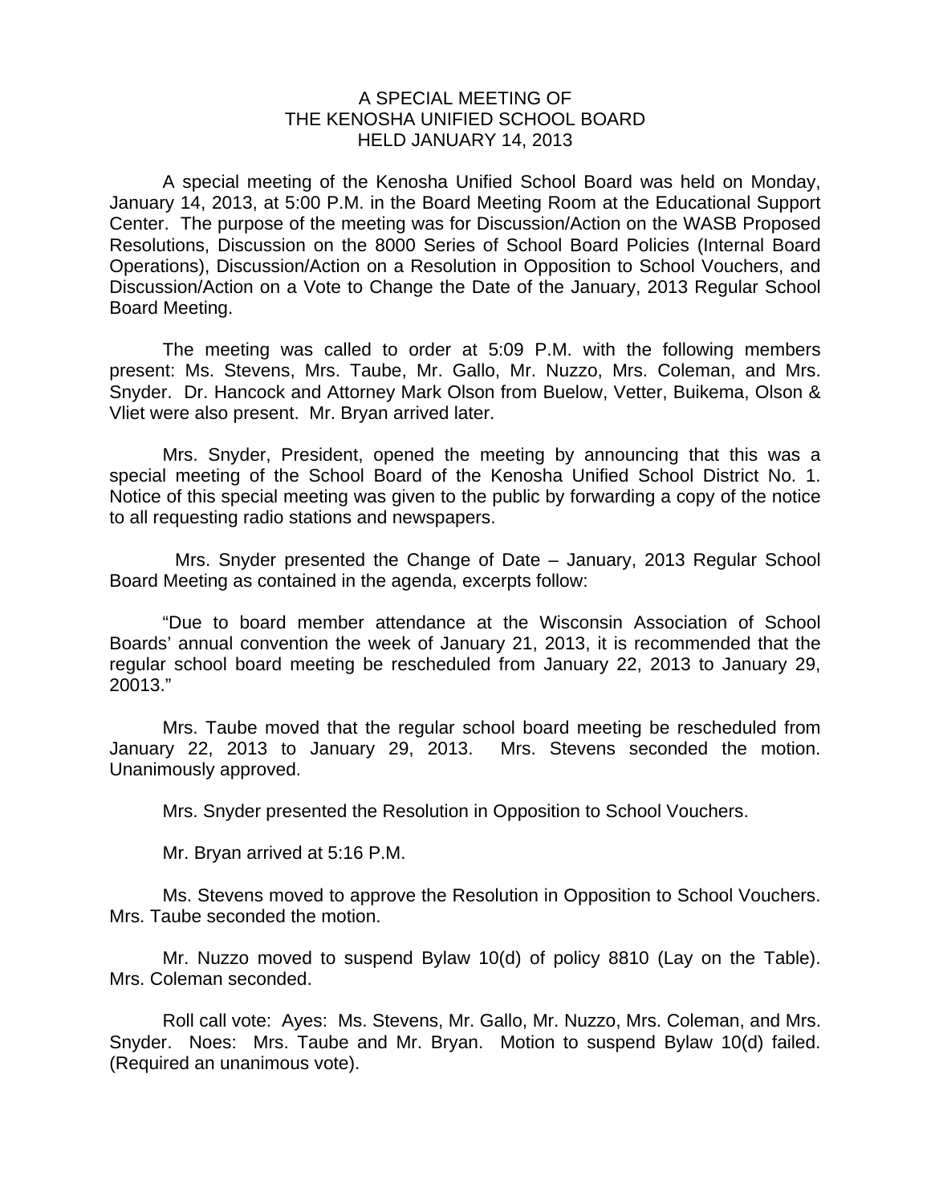# A SPECIAL MEETING OF THE KENOSHA UNIFIED SCHOOL BOARD HELD JANUARY 14, 2013

A special meeting of the Kenosha Unified School Board was held on Monday, January 14, 2013, at 5:00 P.M. in the Board Meeting Room at the Educational Support Center. The purpose of the meeting was for Discussion/Action on the WASB Proposed Resolutions, Discussion on the 8000 Series of School Board Policies (Internal Board Operations), Discussion/Action on a Resolution in Opposition to School Vouchers, and Discussion/Action on a Vote to Change the Date of the January, 2013 Regular School Board Meeting.

The meeting was called to order at 5:09 P.M. with the following members present: Ms. Stevens, Mrs. Taube, Mr. Gallo, Mr. Nuzzo, Mrs. Coleman, and Mrs. Snyder. Dr. Hancock and Attorney Mark Olson from Buelow, Vetter, Buikema, Olson & Vliet were also present. Mr. Bryan arrived later.

Mrs. Snyder, President, opened the meeting by announcing that this was a special meeting of the School Board of the Kenosha Unified School District No. 1. Notice of this special meeting was given to the public by forwarding a copy of the notice to all requesting radio stations and newspapers.

Mrs. Snyder presented the Change of Date – January, 2013 Regular School Board Meeting as contained in the agenda, excerpts follow:

"Due to board member attendance at the Wisconsin Association of School Boards' annual convention the week of January 21, 2013, it is recommended that the regular school board meeting be rescheduled from January 22, 2013 to January 29, 20013."

Mrs. Taube moved that the regular school board meeting be rescheduled from January 22, 2013 to January 29, 2013. Mrs. Stevens seconded the motion. Unanimously approved.

Mrs. Snyder presented the Resolution in Opposition to School Vouchers.

Mr. Bryan arrived at 5:16 P.M.

Ms. Stevens moved to approve the Resolution in Opposition to School Vouchers. Mrs. Taube seconded the motion.

Mr. Nuzzo moved to suspend Bylaw 10(d) of policy 8810 (Lay on the Table). Mrs. Coleman seconded.

Roll call vote: Ayes: Ms. Stevens, Mr. Gallo, Mr. Nuzzo, Mrs. Coleman, and Mrs. Snyder. Noes: Mrs. Taube and Mr. Bryan. Motion to suspend Bylaw 10(d) failed. (Required an unanimous vote).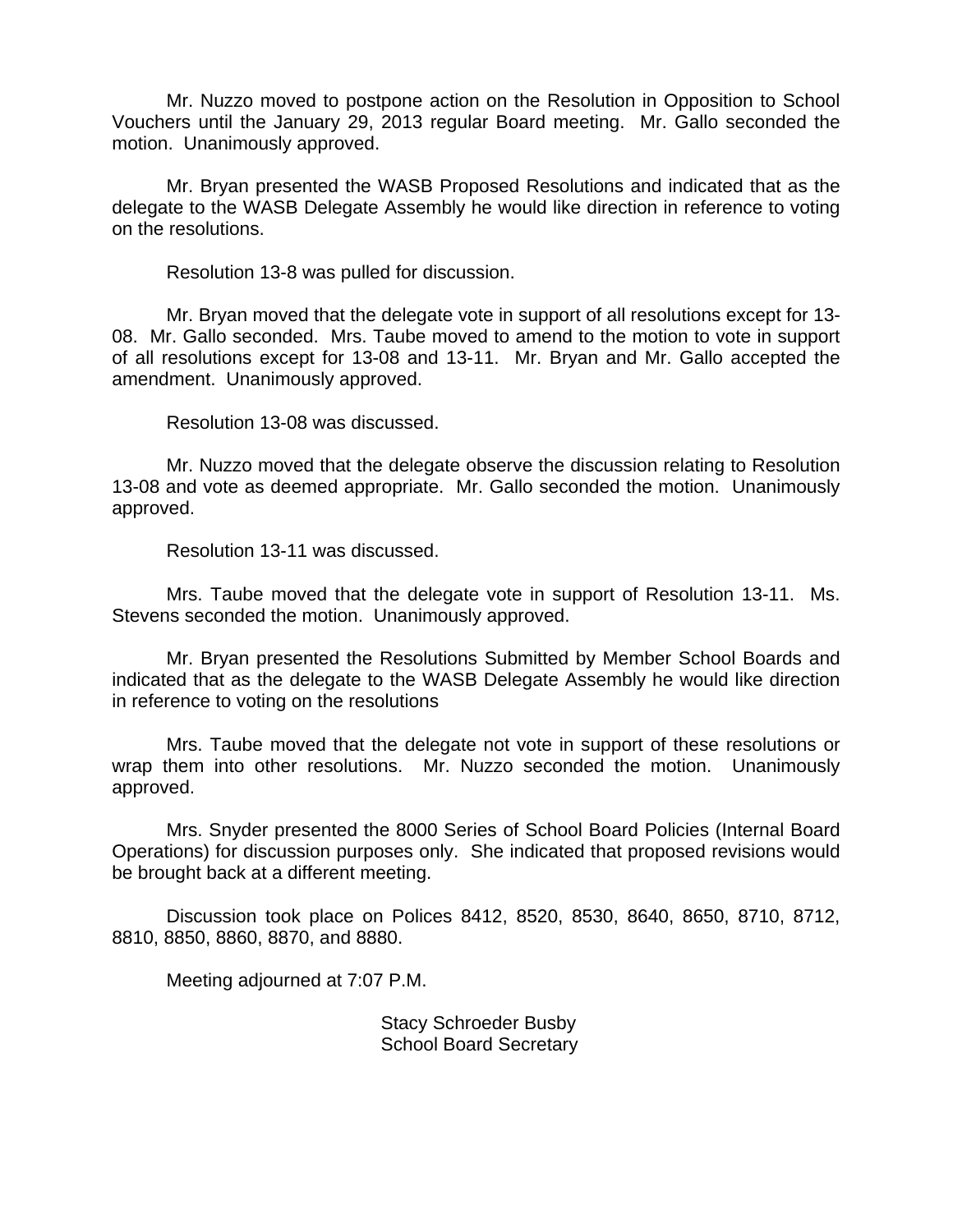Mr. Nuzzo moved to postpone action on the Resolution in Opposition to School Vouchers until the January 29, 2013 regular Board meeting. Mr. Gallo seconded the motion. Unanimously approved.

Mr. Bryan presented the WASB Proposed Resolutions and indicated that as the delegate to the WASB Delegate Assembly he would like direction in reference to voting on the resolutions.

Resolution 13-8 was pulled for discussion.

Mr. Bryan moved that the delegate vote in support of all resolutions except for 13-08. Mr. Gallo seconded. Mrs. Taube moved to amend to the motion to vote in support of all resolutions except for 13-08 and 13-11. Mr. Bryan and Mr. Gallo accepted the amendment. Unanimously approved.

Resolution 13-08 was discussed.

Mr. Nuzzo moved that the delegate observe the discussion relating to Resolution 13-08 and vote as deemed appropriate. Mr. Gallo seconded the motion. Unanimously approved.

Resolution 13-11 was discussed.

Mrs. Taube moved that the delegate vote in support of Resolution 13-11. Ms. Stevens seconded the motion. Unanimously approved.

Mr. Bryan presented the Resolutions Submitted by Member School Boards and indicated that as the delegate to the WASB Delegate Assembly he would like direction in reference to voting on the resolutions

Mrs. Taube moved that the delegate not vote in support of these resolutions or wrap them into other resolutions. Mr. Nuzzo seconded the motion. Unanimously approved.

Mrs. Snyder presented the 8000 Series of School Board Policies (Internal Board Operations) for discussion purposes only. She indicated that proposed revisions would be brought back at a different meeting.

Discussion took place on Polices 8412, 8520, 8530, 8640, 8650, 8710, 8712, 8810, 8850, 8860, 8870, and 8880.

Meeting adjourned at 7:07 P.M.

Stacy Schroeder Busby
School Board Secretary